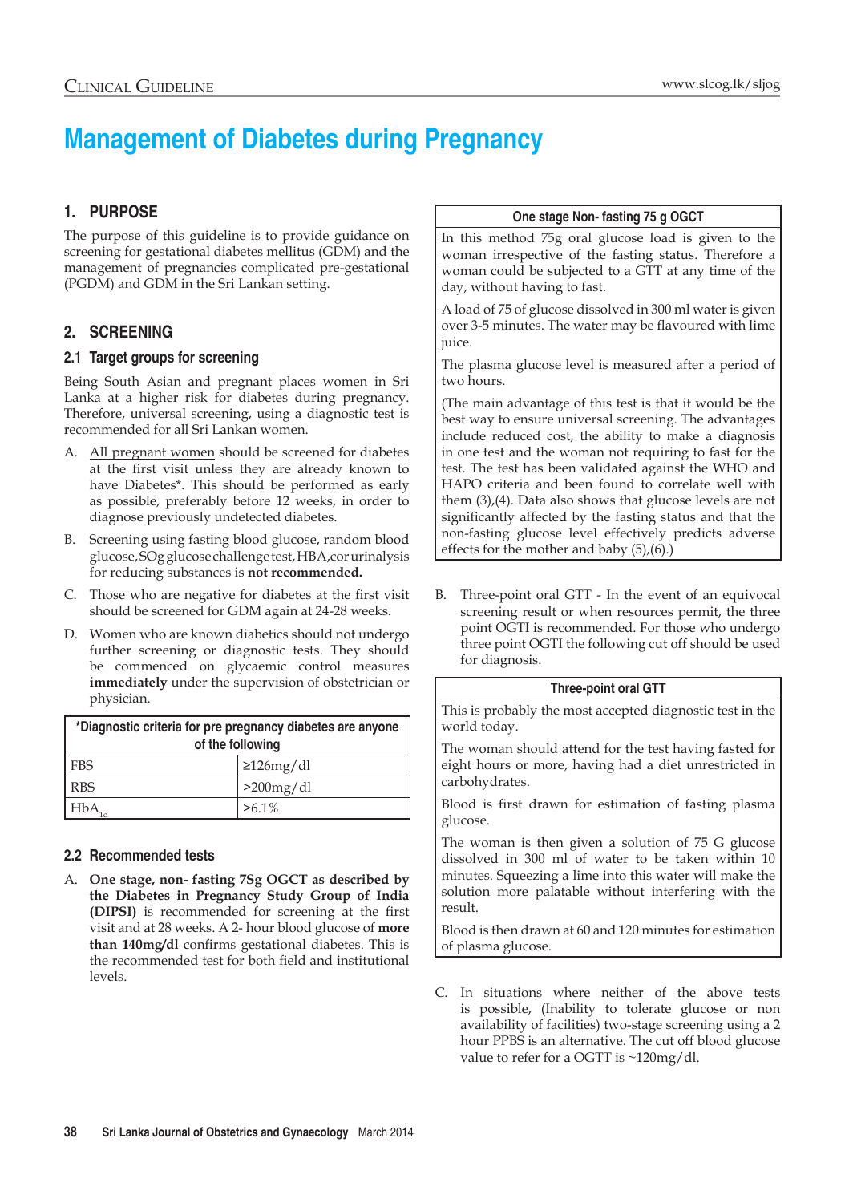# Management of Diabetes during Pregnancy

## 1. PURPOSE

The purpose of this guideline is to provide guidance on screening for gestational diabetes mellitus (GDM) and the management of pregnancies complicated pre-gestational (PGDM) and GDM in the Sri Lankan setting.

## 2. SCREENING

### 2.1 Target groups for screening

Being South Asian and pregnant places women in Sri Lanka at a higher risk for diabetes during pregnancy. Therefore, universal screening, using a diagnostic test is recommended for all Sri Lankan women.

A. All pregnant women should be screened for diabetes at the first visit unless they are already known to have Diabetes*. This should be performed as early as possible, preferably before 12 weeks, in order to diagnose previously undetected diabetes.

B. Screening using fasting blood glucose, random blood glucose, SOg glucose challenge test, HBA,c or urinalysis for reducing substances is **not recommended.**

C. Those who are negative for diabetes at the first visit should be screened for GDM again at 24-28 weeks.

D. Women who are known diabetics should not undergo further screening or diagnostic tests. They should be commenced on glycaemic control measures **immediately** under the supervision of obstetrician or physician.

| *Diagnostic criteria for pre pregnancy diabetes are anyone of the following | |
|---|---|
| FBS | ≥126mg/dl |
| RBS | >200mg/dl |
| $HbA_{1c}$ | >6.1% |

### 2.2 Recommended tests

A. **One stage, non- fasting 7Sg OGCT as described by the Diabetes in Pregnancy Study Group of India (DIPSI)** is recommended for screening at the first visit and at 28 weeks. A 2- hour blood glucose of **more than 140mg/dl** confirms gestational diabetes. This is the recommended test for both field and institutional levels.

| One stage Non- fasting 75 g OGCT |
|---|
| In this method 75g oral glucose load is given to the woman irrespective of the fasting status. Therefore a woman could be subjected to a GTT at any time of the day, without having to fast. |
| A load of 75 of glucose dissolved in 300 ml water is given over 3-5 minutes. The water may be flavoured with lime juice. |
| The plasma glucose level is measured after a period of two hours. |
| (The main advantage of this test is that it would be the best way to ensure universal screening. The advantages include reduced cost, the ability to make a diagnosis in one test and the woman not requiring to fast for the test. The test has been validated against the WHO and HAPO criteria and been found to correlate well with them (3),(4). Data also shows that glucose levels are not significantly affected by the fasting status and that the non-fasting glucose level effectively predicts adverse effects for the mother and baby (5),(6).) |

B. Three-point oral GTT - In the event of an equivocal screening result or when resources permit, the three point OGTI is recommended. For those who undergo three point OGTI the following cut off should be used for diagnosis.

| Three-point oral GTT |
|---|
| This is probably the most accepted diagnostic test in the world today. |
| The woman should attend for the test having fasted for eight hours or more, having had a diet unrestricted in carbohydrates. |
| Blood is first drawn for estimation of fasting plasma glucose. |
| The woman is then given a solution of 75 G glucose dissolved in 300 ml of water to be taken within 10 minutes. Squeezing a lime into this water will make the solution more palatable without interfering with the result. |
| Blood is then drawn at 60 and 120 minutes for estimation of plasma glucose. |

C. In situations where neither of the above tests is possible, (Inability to tolerate glucose or non availability of facilities) two-stage screening using a 2 hour PPBS is an alternative. The cut off blood glucose value to refer for a OGTT is ~120mg/dl.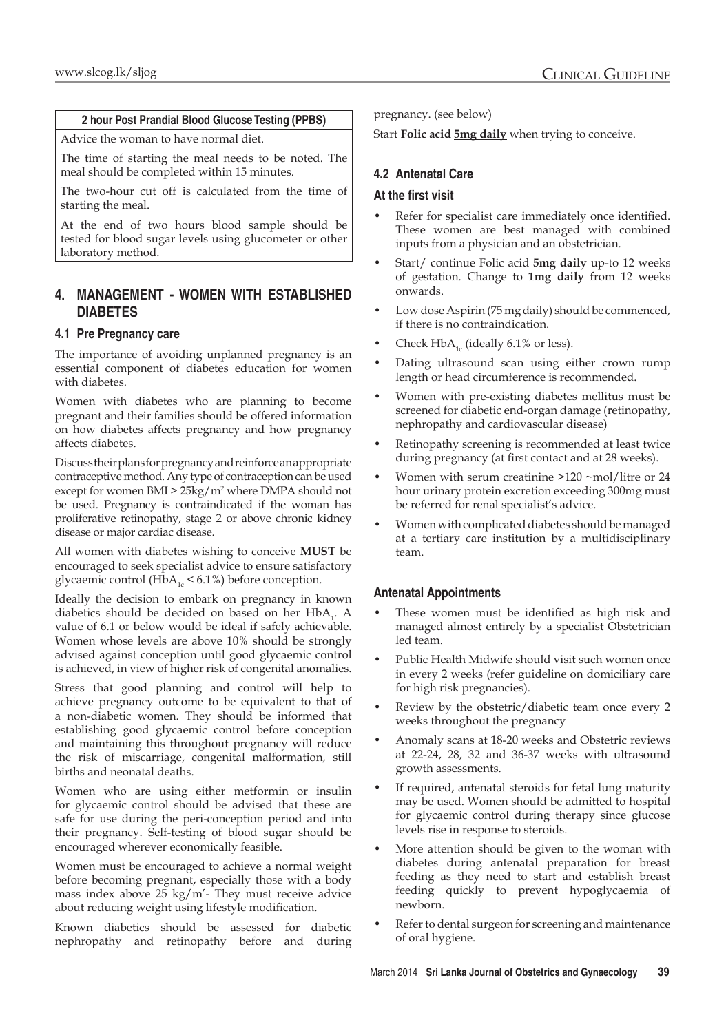**2 hour Post Prandial Blood Glucose Testing (PPBS)**

Advice the woman to have normal diet.

The time of starting the meal needs to be noted. The meal should be completed within 15 minutes.

The two-hour cut off is calculated from the time of starting the meal.

At the end of two hours blood sample should be tested for blood sugar levels using glucometer or other laboratory method.

## 4. MANAGEMENT - WOMEN WITH ESTABLISHED DIABETES

### 4.1 Pre Pregnancy care

The importance of avoiding unplanned pregnancy is an essential component of diabetes education for women with diabetes.

Women with diabetes who are planning to become pregnant and their families should be offered information on how diabetes affects pregnancy and how pregnancy affects diabetes.

Discuss their plans for pregnancy and reinforce an appropriate contraceptive method. Any type of contraception can be used except for women BMI > 25kg/m² where DMPA should not be used. Pregnancy is contraindicated if the woman has proliferative retinopathy, stage 2 or above chronic kidney disease or major cardiac disease.

All women with diabetes wishing to conceive **MUST** be encouraged to seek specialist advice to ensure satisfactory glycaemic control ($HbA_{1c}$ < 6.1%) before conception.

Ideally the decision to embark on pregnancy in known diabetics should be decided on based on her $HbA_1$. A value of 6.1 or below would be ideal if safely achievable. Women whose levels are above 10% should be strongly advised against conception until good glycaemic control is achieved, in view of higher risk of congenital anomalies.

Stress that good planning and control will help to achieve pregnancy outcome to be equivalent to that of a non-diabetic women. They should be informed that establishing good glycaemic control before conception and maintaining this throughout pregnancy will reduce the risk of miscarriage, congenital malformation, still births and neonatal deaths.

Women who are using either metformin or insulin for glycaemic control should be advised that these are safe for use during the peri-conception period and into their pregnancy. Self-testing of blood sugar should be encouraged wherever economically feasible.

Women must be encouraged to achieve a normal weight before becoming pregnant, especially those with a body mass index above 25 kg/m'- They must receive advice about reducing weight using lifestyle modification.

Known diabetics should be assessed for diabetic nephropathy and retinopathy before and during pregnancy. (see below)

Start **Folic acid <u>5mg daily</u>** when trying to conceive.

### 4.2 Antenatal Care

#### At the first visit

- Refer for specialist care immediately once identified. These women are best managed with combined inputs from a physician and an obstetrician.
- Start/ continue Folic acid **5mg daily** up-to 12 weeks of gestation. Change to **1mg daily** from 12 weeks onwards.
- Low dose Aspirin (75 mg daily) should be commenced, if there is no contraindication.
- Check $HbA_{1c}$ (ideally 6.1% or less).
- Dating ultrasound scan using either crown rump length or head circumference is recommended.
- Women with pre-existing diabetes mellitus must be screened for diabetic end-organ damage (retinopathy, nephropathy and cardiovascular disease)
- Retinopathy screening is recommended at least twice during pregnancy (at first contact and at 28 weeks).
- Women with serum creatinine >120 ~mol/litre or 24 hour urinary protein excretion exceeding 300mg must be referred for renal specialist's advice.
- Women with complicated diabetes should be managed at a tertiary care institution by a multidisciplinary team.

#### Antenatal Appointments

- These women must be identified as high risk and managed almost entirely by a specialist Obstetrician led team.
- Public Health Midwife should visit such women once in every 2 weeks (refer guideline on domiciliary care for high risk pregnancies).
- Review by the obstetric/diabetic team once every 2 weeks throughout the pregnancy
- Anomaly scans at 18-20 weeks and Obstetric reviews at 22-24, 28, 32 and 36-37 weeks with ultrasound growth assessments.
- If required, antenatal steroids for fetal lung maturity may be used. Women should be admitted to hospital for glycaemic control during therapy since glucose levels rise in response to steroids.
- More attention should be given to the woman with diabetes during antenatal preparation for breast feeding as they need to start and establish breast feeding quickly to prevent hypoglycaemia of newborn.
- Refer to dental surgeon for screening and maintenance of oral hygiene.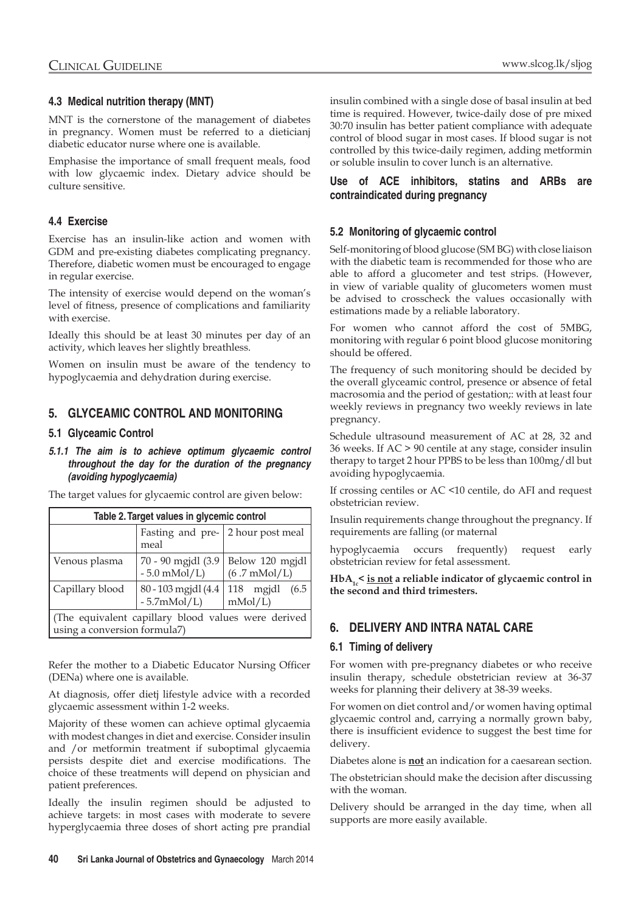### 4.3 Medical nutrition therapy (MNT)

MNT is the cornerstone of the management of diabetes in pregnancy. Women must be referred to a dieticianj diabetic educator nurse where one is available.

Emphasise the importance of small frequent meals, food with low glycaemic index. Dietary advice should be culture sensitive.

### 4.4 Exercise

Exercise has an insulin-like action and women with GDM and pre-existing diabetes complicating pregnancy. Therefore, diabetic women must be encouraged to engage in regular exercise.

The intensity of exercise would depend on the woman's level of fitness, presence of complications and familiarity with exercise.

Ideally this should be at least 30 minutes per day of an activity, which leaves her slightly breathless.

Women on insulin must be aware of the tendency to hypoglycaemia and dehydration during exercise.

## 5. GLYCEAMIC CONTROL AND MONITORING

### 5.1 Glyceamic Control

***5.1.1 The aim is to achieve optimum glycaemic control throughout the day for the duration of the pregnancy (avoiding hypoglycaemia)***

The target values for glycaemic control are given below:

**Table 2. Target values in glycemic control**

| | Fasting and pre-meal | 2 hour post meal |
|---|---|---|
| Venous plasma | 70 - 90 mgjdl (3.9 - 5.0 mMol/L) | Below 120 mgjdl (6 .7 mMol/L) |
| Capillary blood | 80 - 103 mgjdl (4.4 - 5.7mMol/L) | 118 mgjdl (6.5 mMol/L) |

(The equivalent capillary blood values were derived using a conversion formula7)

Refer the mother to a Diabetic Educator Nursing Officer (DENa) where one is available.

At diagnosis, offer dietj lifestyle advice with a recorded glycaemic assessment within 1-2 weeks.

Majority of these women can achieve optimal glycaemia with modest changes in diet and exercise. Consider insulin and /or metformin treatment if suboptimal glycaemia persists despite diet and exercise modifications. The choice of these treatments will depend on physician and patient preferences.

Ideally the insulin regimen should be adjusted to achieve targets: in most cases with moderate to severe hyperglycaemia three doses of short acting pre prandial insulin combined with a single dose of basal insulin at bed time is required. However, twice-daily dose of pre mixed 30:70 insulin has better patient compliance with adequate control of blood sugar in most cases. If blood sugar is not controlled by this twice-daily regimen, adding metformin or soluble insulin to cover lunch is an alternative.

**Use of ACE inhibitors, statins and ARBs are contraindicated during pregnancy**

### 5.2 Monitoring of glycaemic control

Self-monitoring of blood glucose (SM BG) with close liaison with the diabetic team is recommended for those who are able to afford a glucometer and test strips. (However, in view of variable quality of glucometers women must be advised to crosscheck the values occasionally with estimations made by a reliable laboratory.

For women who cannot afford the cost of 5MBG, monitoring with regular 6 point blood glucose monitoring should be offered.

The frequency of such monitoring should be decided by the overall glyceamic control, presence or absence of fetal macrosomia and the period of gestation;: with at least four weekly reviews in pregnancy two weekly reviews in late pregnancy.

Schedule ultrasound measurement of AC at 28, 32 and 36 weeks. If AC > 90 centile at any stage, consider insulin therapy to target 2 hour PPBS to be less than 100mg/dl but avoiding hypoglycaemia.

If crossing centiles or AC <10 centile, do AFI and request obstetrician review.

Insulin requirements change throughout the pregnancy. If requirements are falling (or maternal hypoglycaemia occurs frequently) request early obstetrician review for fetal assessment.

**$HbA_{1c}$< <u>is not</u> a reliable indicator of glycaemic control in the second and third trimesters.**

## 6. DELIVERY AND INTRA NATAL CARE

### 6.1 Timing of delivery

For women with pre-pregnancy diabetes or who receive insulin therapy, schedule obstetrician review at 36-37 weeks for planning their delivery at 38-39 weeks.

For women on diet control and/or women having optimal glycaemic control and, carrying a normally grown baby, there is insufficient evidence to suggest the best time for delivery.

Diabetes alone is <u>**not**</u> an indication for a caesarean section.

The obstetrician should make the decision after discussing with the woman.

Delivery should be arranged in the day time, when all supports are more easily available.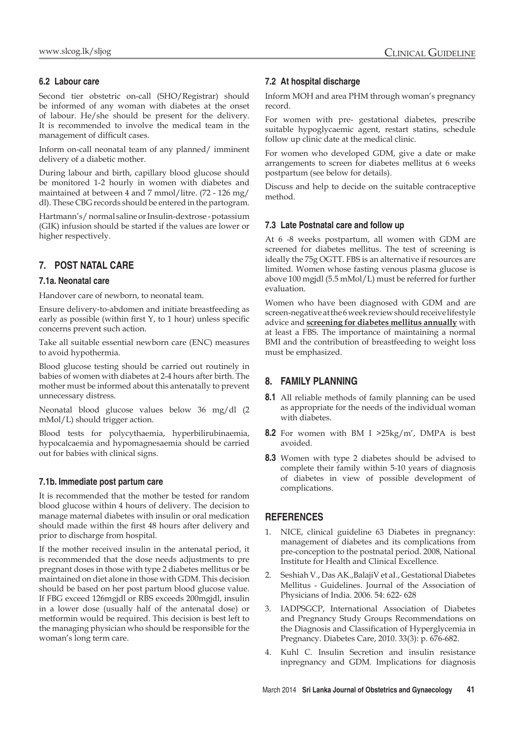### 6.2 Labour care

Second tier obstetric on-call (SHO/Registrar) should be informed of any woman with diabetes at the onset of labour. He/she should be present for the delivery. It is recommended to involve the medical team in the management of difficult cases.

Inform on-call neonatal team of any planned/ imminent delivery of a diabetic mother.

During labour and birth, capillary blood glucose should be monitored 1-2 hourly in women with diabetes and maintained at between 4 and 7 mmol/litre. (72 - 126 mg/dl). These CBG records should be entered in the partogram.

Hartmann's/ normal saline or Insulin-dextrose - potassium (GIK) infusion should be started if the values are lower or higher respectively.

## 7. POST NATAL CARE

### 7.1a. Neonatal care

Handover care of newborn, to neonatal team.

Ensure delivery-to-abdomen and initiate breastfeeding as early as possible (within first Y, to 1 hour) unless specific concerns prevent such action.

Take all suitable essential newborn care (ENC) measures to avoid hypothermia.

Blood glucose testing should be carried out routinely in babies of women with diabetes at 2-4 hours after birth. The mother must be informed about this antenatally to prevent unnecessary distress.

Neonatal blood glucose values below 36 mg/dl (2 mMol/L) should trigger action.

Blood tests for polycythaemia, hyperbilirubinaemia, hypocalcaemia and hypomagnesaemia should be carried out for babies with clinical signs.

### 7.1b. Immediate post partum care

It is recommended that the mother be tested for random blood glucose within 4 hours of delivery. The decision to manage maternal diabetes with insulin or oral medication should made within the first 48 hours after delivery and prior to discharge from hospital.

If the mother received insulin in the antenatal period, it is recommended that the dose needs adjustments to pre pregnant doses in those with type 2 diabetes mellitus or be maintained on diet alone in those with GDM. This decision should be based on her post partum blood glucose value. If FBG exceed 126mgjdl or RBS exceeds 200mgjdl, insulin in a lower dose (usually half of the antenatal dose) or metformin would be required. This decision is best left to the managing physician who should be responsible for the woman's long term care.

### 7.2 At hospital discharge

Inform MOH and area PHM through woman's pregnancy record.

For women with pre- gestational diabetes, prescribe suitable hypoglycaemic agent, restart statins, schedule follow up clinic date at the medical clinic.

For women who developed GDM, give a date or make arrangements to screen for diabetes mellitus at 6 weeks postpartum (see below for details).

Discuss and help to decide on the suitable contraceptive method.

### 7.3 Late Postnatal care and follow up

At 6 -8 weeks postpartum, all women with GDM are screened for diabetes mellitus. The test of screening is ideally the 75g OGTT. FBS is an alternative if resources are limited. Women whose fasting venous plasma glucose is above 100 mgjdl (5.5 mMol/L) must be referred for further evaluation.

Women who have been diagnosed with GDM and are screen-negative at the 6 week review should receive lifestyle advice and **screening for diabetes mellitus annually** with at least a FBS. The importance of maintaining a normal BMI and the contribution of breastfeeding to weight loss must be emphasized.

## 8. FAMILY PLANNING

**8.1** All reliable methods of family planning can be used as appropriate for the needs of the individual woman with diabetes.

**8.2** For women with BM I >25kg/m', DMPA is best avoided.

**8.3** Women with type 2 diabetes should be advised to complete their family within 5-10 years of diagnosis of diabetes in view of possible development of complications.

## REFERENCES

1. NICE, clinical guideline 63 Diabetes in pregnancy: management of diabetes and its complications from pre-conception to the postnatal period. 2008, National Institute for Health and Clinical Excellence.
2. Seshiah V., Das AK.,BalajiV et aI., Gestational Diabetes Mellitus - Guidelines. Journal of the Association of Physicians of India. 2006. 54: 622- 628
3. IADPSGCP, International Association of Diabetes and Pregnancy Study Groups Recommendations on the Diagnosis and Classification of Hyperglycemia in Pregnancy. Diabetes Care, 2010. 33(3): p. 676-682.
4. Kuhl C. Insulin Secretion and insulin resistance inpregnancy and GDM. Implications for diagnosis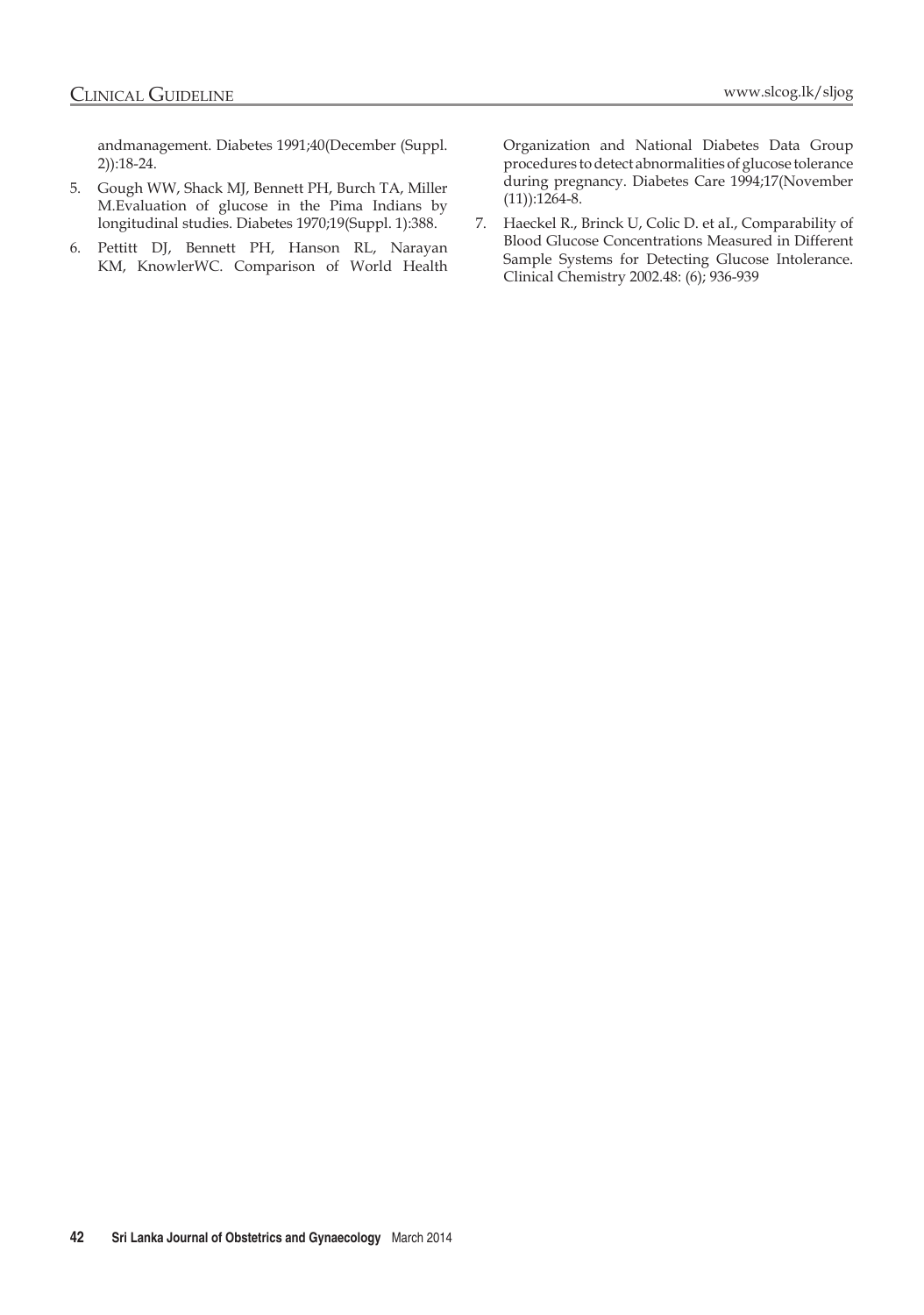andmanagement. Diabetes 1991;40(December (Suppl. 2)):18-24.

5. Gough WW, Shack MJ, Bennett PH, Burch TA, Miller M.Evaluation of glucose in the Pima Indians by longitudinal studies. Diabetes 1970;19(Suppl. 1):388.

6. Pettitt DJ, Bennett PH, Hanson RL, Narayan KM, KnowlerWC. Comparison of World Health Organization and National Diabetes Data Group procedures to detect abnormalities of glucose tolerance during pregnancy. Diabetes Care 1994;17(November (11)):1264-8.

7. Haeckel R., Brinck U, Colic D. et aI., Comparability of Blood Glucose Concentrations Measured in Different Sample Systems for Detecting Glucose Intolerance. Clinical Chemistry 2002.48: (6); 936-939